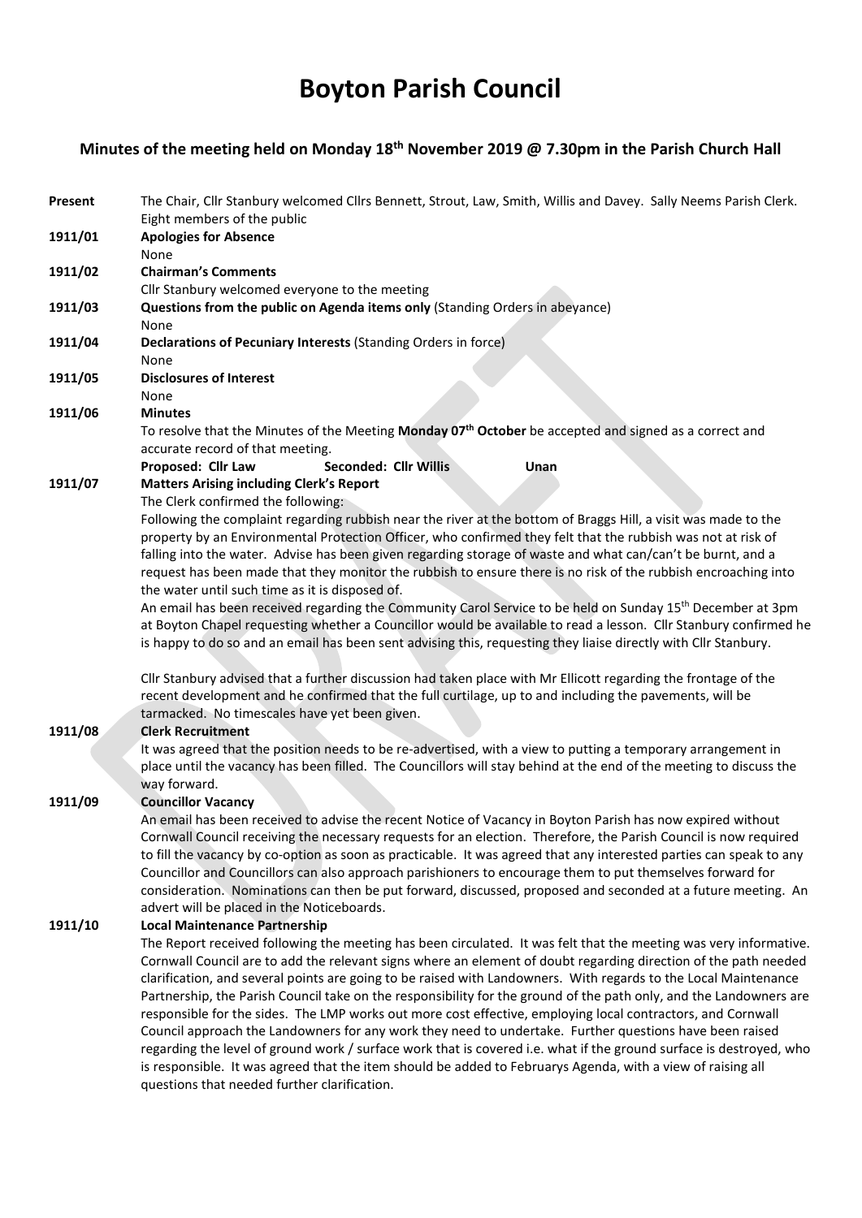# Boyton Parish Council

## Minutes of the meeting held on Monday 18th November 2019 @ 7.30pm in the Parish Church Hall

**Present** The Chair, Cllr Stanbury welcomed Cllrs Bennett, Strout, Law, Smith, Willis and Davey. Sally Neems Parish Clerk. Eight members of the public

**1911/01 Apologies for Absence**

None

**1911/02 Chairman's Comments**

Cllr Stanbury welcomed everyone to the meeting

**1911/03 Questions from the public on Agenda items only** (Standing Orders in abeyance)

None

**1911/04 Declarations of Pecuniary Interests** (Standing Orders in force)

None

**1911/05 Disclosures of Interest**

None

**1911/06 Minutes**

To resolve that the Minutes of the Meeting **Monday 07th October** be accepted and signed as a correct and accurate record of that meeting.

**Proposed: Cllr Law** **Seconded: Cllr Willis** **Unan**

**1911/07 Matters Arising including Clerk's Report**

The Clerk confirmed the following:

Following the complaint regarding rubbish near the river at the bottom of Braggs Hill, a visit was made to the property by an Environmental Protection Officer, who confirmed they felt that the rubbish was not at risk of falling into the water. Advise has been given regarding storage of waste and what can/can't be burnt, and a request has been made that they monitor the rubbish to ensure there is no risk of the rubbish encroaching into the water until such time as it is disposed of.

An email has been received regarding the Community Carol Service to be held on Sunday 15th December at 3pm at Boyton Chapel requesting whether a Councillor would be available to read a lesson. Cllr Stanbury confirmed he is happy to do so and an email has been sent advising this, requesting they liaise directly with Cllr Stanbury.

Cllr Stanbury advised that a further discussion had taken place with Mr Ellicott regarding the frontage of the recent development and he confirmed that the full curtilage, up to and including the pavements, will be tarmacked. No timescales have yet been given.

**1911/08 Clerk Recruitment**

It was agreed that the position needs to be re-advertised, with a view to putting a temporary arrangement in place until the vacancy has been filled. The Councillors will stay behind at the end of the meeting to discuss the way forward.

**1911/09 Councillor Vacancy**

An email has been received to advise the recent Notice of Vacancy in Boyton Parish has now expired without Cornwall Council receiving the necessary requests for an election. Therefore, the Parish Council is now required to fill the vacancy by co-option as soon as practicable. It was agreed that any interested parties can speak to any Councillor and Councillors can also approach parishioners to encourage them to put themselves forward for consideration. Nominations can then be put forward, discussed, proposed and seconded at a future meeting. An advert will be placed in the Noticeboards.

**1911/10 Local Maintenance Partnership**

The Report received following the meeting has been circulated. It was felt that the meeting was very informative. Cornwall Council are to add the relevant signs where an element of doubt regarding direction of the path needed clarification, and several points are going to be raised with Landowners. With regards to the Local Maintenance Partnership, the Parish Council take on the responsibility for the ground of the path only, and the Landowners are responsible for the sides. The LMP works out more cost effective, employing local contractors, and Cornwall Council approach the Landowners for any work they need to undertake. Further questions have been raised regarding the level of ground work / surface work that is covered i.e. what if the ground surface is destroyed, who is responsible. It was agreed that the item should be added to Februarys Agenda, with a view of raising all questions that needed further clarification.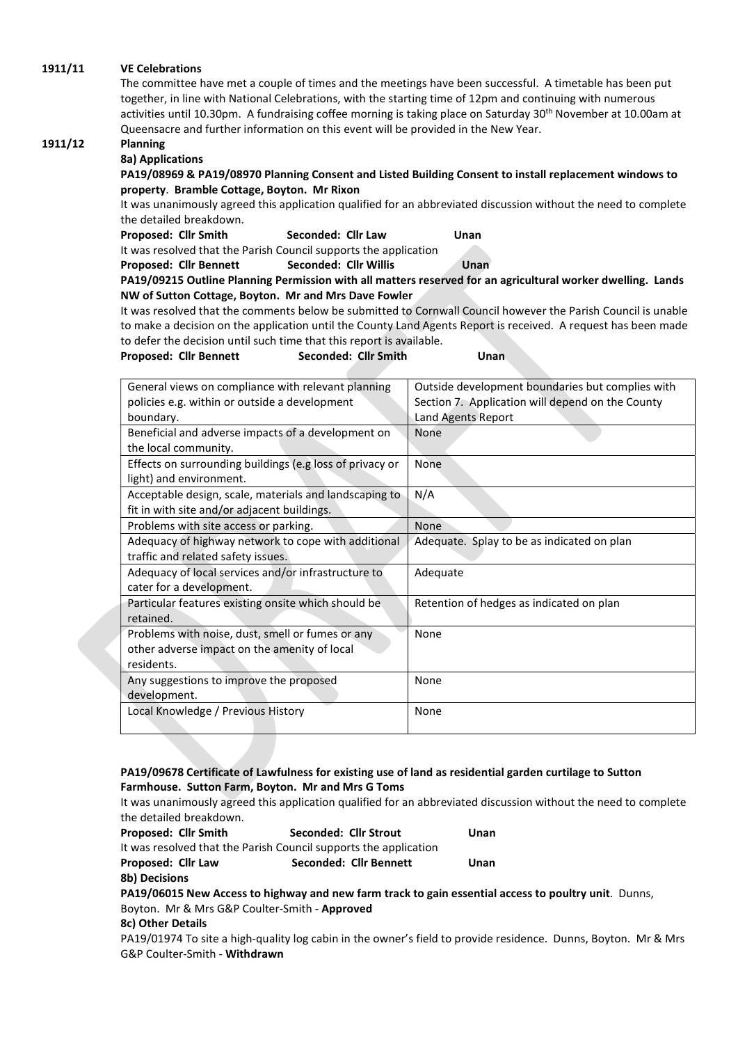**1911/11 VE Celebrations**

The committee have met a couple of times and the meetings have been successful. A timetable has been put together, in line with National Celebrations, with the starting time of 12pm and continuing with numerous activities until 10.30pm. A fundraising coffee morning is taking place on Saturday 30th November at 10.00am at Queensacre and further information on this event will be provided in the New Year.

**1911/12 Planning**

**8a) Applications**

**PA19/08969 & PA19/08970 Planning Consent and Listed Building Consent to install replacement windows to property. Bramble Cottage, Boyton. Mr Rixon**

It was unanimously agreed this application qualified for an abbreviated discussion without the need to complete the detailed breakdown.

**Proposed: Cllr Smith Seconded: Cllr Law Unan**

It was resolved that the Parish Council supports the application

**Proposed: Cllr Bennett Seconded: Cllr Willis Unan**

**PA19/09215 Outline Planning Permission with all matters reserved for an agricultural worker dwelling. Lands NW of Sutton Cottage, Boyton. Mr and Mrs Dave Fowler**

It was resolved that the comments below be submitted to Cornwall Council however the Parish Council is unable to make a decision on the application until the County Land Agents Report is received. A request has been made to defer the decision until such time that this report is available.

**Proposed: Cllr Bennett Seconded: Cllr Smith Unan**

| | |
|---|---|
| General views on compliance with relevant planning policies e.g. within or outside a development boundary. | Outside development boundaries but complies with Section 7. Application will depend on the County Land Agents Report |
| Beneficial and adverse impacts of a development on the local community. | None |
| Effects on surrounding buildings (e.g loss of privacy or light) and environment. | None |
| Acceptable design, scale, materials and landscaping to fit in with site and/or adjacent buildings. | N/A |
| Problems with site access or parking. | None |
| Adequacy of highway network to cope with additional traffic and related safety issues. | Adequate. Splay to be as indicated on plan |
| Adequacy of local services and/or infrastructure to cater for a development. | Adequate |
| Particular features existing onsite which should be retained. | Retention of hedges as indicated on plan |
| Problems with noise, dust, smell or fumes or any other adverse impact on the amenity of local residents. | None |
| Any suggestions to improve the proposed development. | None |
| Local Knowledge / Previous History | None |

**PA19/09678 Certificate of Lawfulness for existing use of land as residential garden curtilage to Sutton Farmhouse. Sutton Farm, Boyton. Mr and Mrs G Toms**

It was unanimously agreed this application qualified for an abbreviated discussion without the need to complete the detailed breakdown.

**Proposed: Cllr Smith Seconded: Cllr Strout Unan**

It was resolved that the Parish Council supports the application

**Proposed: Cllr Law Seconded: Cllr Bennett Unan**

**8b) Decisions**

**PA19/06015 New Access to highway and new farm track to gain essential access to poultry unit**. Dunns, Boyton. Mr & Mrs G&P Coulter-Smith - **Approved**

**8c) Other Details**

PA19/01974 To site a high-quality log cabin in the owner's field to provide residence. Dunns, Boyton. Mr & Mrs G&P Coulter-Smith - **Withdrawn**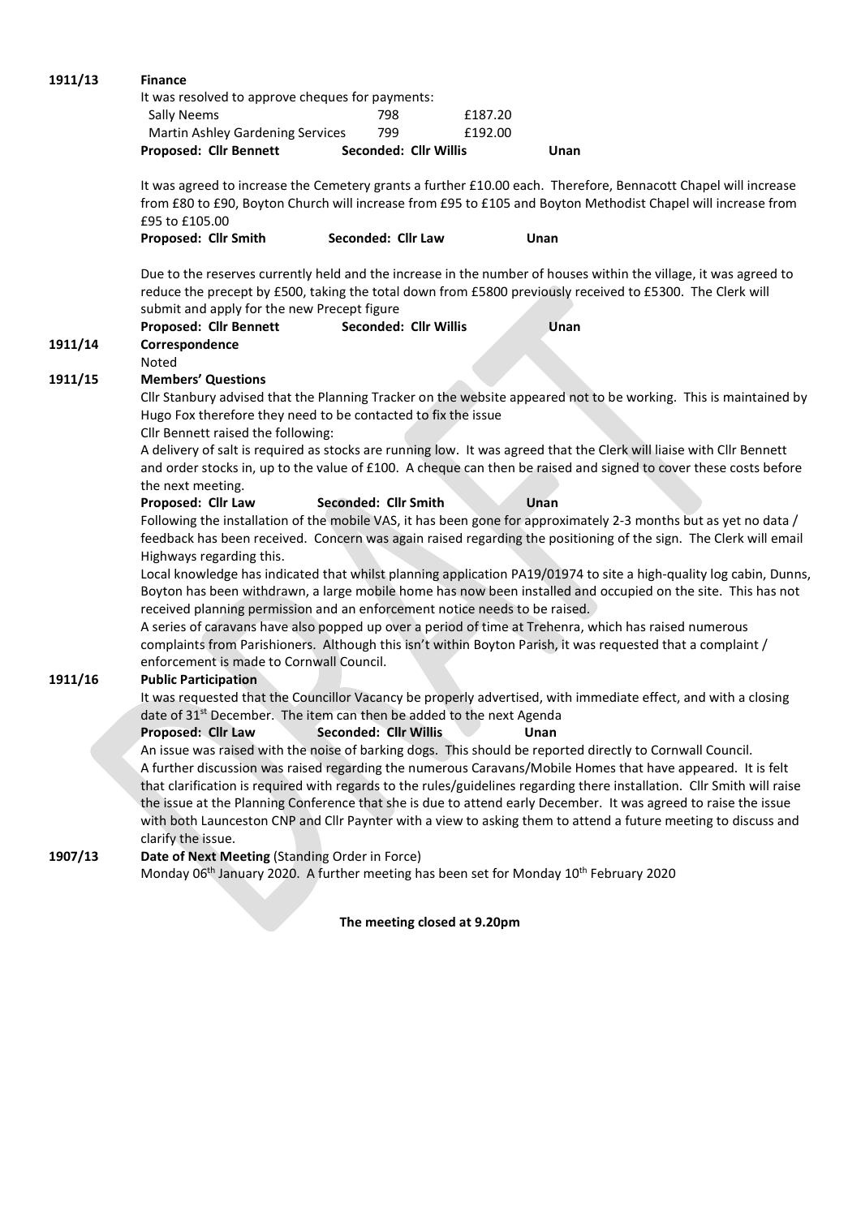**1911/13 Finance**

It was resolved to approve cheques for payments:

| | | |
|---|---|---|
| Sally Neems | 798 | £187.20 |
| Martin Ashley Gardening Services | 799 | £192.00 |

**Proposed: Cllr Bennett** **Seconded: Cllr Willis** **Unan**

It was agreed to increase the Cemetery grants a further £10.00 each. Therefore, Bennacott Chapel will increase from £80 to £90, Boyton Church will increase from £95 to £105 and Boyton Methodist Chapel will increase from £95 to £105.00

**Proposed: Cllr Smith** **Seconded: Cllr Law** **Unan**

Due to the reserves currently held and the increase in the number of houses within the village, it was agreed to reduce the precept by £500, taking the total down from £5800 previously received to £5300. The Clerk will submit and apply for the new Precept figure

**Proposed: Cllr Bennett** **Seconded: Cllr Willis** **Unan**

**1911/14 Correspondence**

Noted

**1911/15 Members' Questions**

Cllr Stanbury advised that the Planning Tracker on the website appeared not to be working. This is maintained by Hugo Fox therefore they need to be contacted to fix the issue

Cllr Bennett raised the following:

A delivery of salt is required as stocks are running low. It was agreed that the Clerk will liaise with Cllr Bennett and order stocks in, up to the value of £100. A cheque can then be raised and signed to cover these costs before the next meeting.

**Proposed: Cllr Law** **Seconded: Cllr Smith** **Unan**

Following the installation of the mobile VAS, it has been gone for approximately 2-3 months but as yet no data / feedback has been received. Concern was again raised regarding the positioning of the sign. The Clerk will email Highways regarding this.

Local knowledge has indicated that whilst planning application PA19/01974 to site a high-quality log cabin, Dunns, Boyton has been withdrawn, a large mobile home has now been installed and occupied on the site. This has not received planning permission and an enforcement notice needs to be raised.

A series of caravans have also popped up over a period of time at Trehenra, which has raised numerous complaints from Parishioners. Although this isn't within Boyton Parish, it was requested that a complaint / enforcement is made to Cornwall Council.

**1911/16 Public Participation**

It was requested that the Councillor Vacancy be properly advertised, with immediate effect, and with a closing date of 31st December. The item can then be added to the next Agenda

**Proposed: Cllr Law** **Seconded: Cllr Willis** **Unan**

An issue was raised with the noise of barking dogs. This should be reported directly to Cornwall Council.

A further discussion was raised regarding the numerous Caravans/Mobile Homes that have appeared. It is felt that clarification is required with regards to the rules/guidelines regarding there installation. Cllr Smith will raise the issue at the Planning Conference that she is due to attend early December. It was agreed to raise the issue with both Launceston CNP and Cllr Paynter with a view to asking them to attend a future meeting to discuss and clarify the issue.

**1907/13 Date of Next Meeting** (Standing Order in Force)

Monday 06th January 2020. A further meeting has been set for Monday 10th February 2020

**The meeting closed at 9.20pm**